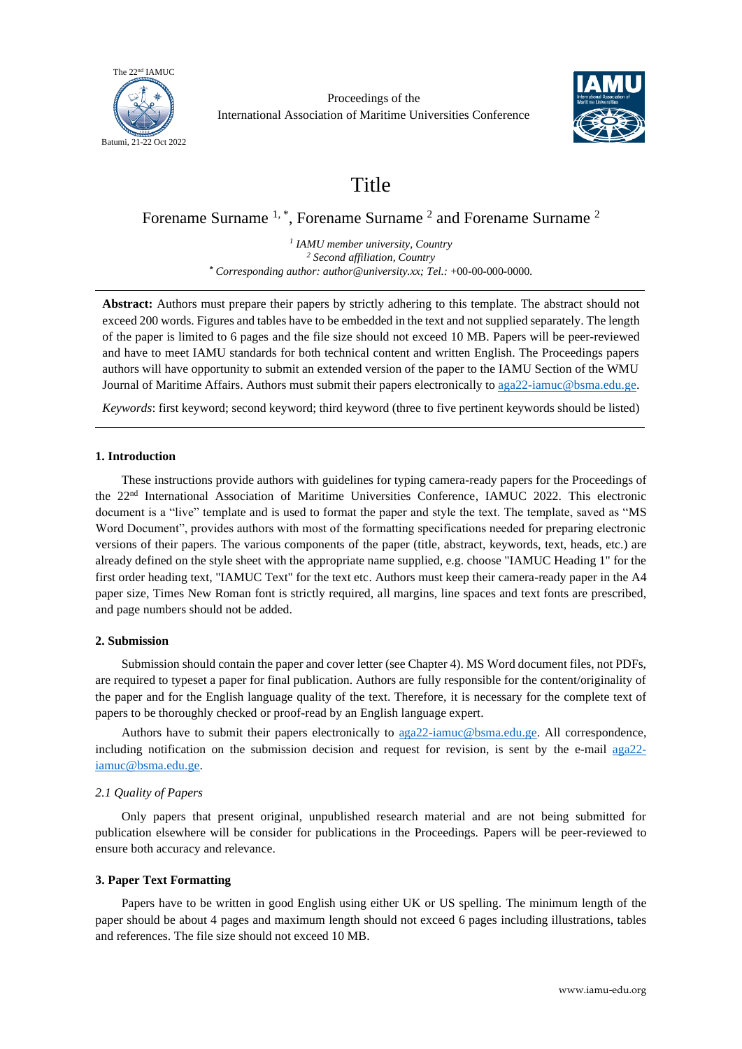# Title

Forename Surname [1,*], Forename Surname [2] and Forename Surname [2]

[1] *IAMU member university, Country*
[2] *Second affiliation, Country*
[*] *Corresponding author: author@university.xx; Tel.:* +00-00-000-0000.

---

**Abstract:** Authors must prepare their papers by strictly adhering to this template. The abstract should not exceed 200 words. Figures and tables have to be embedded in the text and not supplied separately. The length of the paper is limited to 6 pages and the file size should not exceed 10 MB. Papers will be peer-reviewed and have to meet IAMU standards for both technical content and written English. The Proceedings papers authors will have opportunity to submit an extended version of the paper to the IAMU Section of the WMU Journal of Maritime Affairs. Authors must submit their papers electronically to aga22-iamuc@bsma.edu.ge.

*Keywords*: first keyword; second keyword; third keyword (three to five pertinent keywords should be listed)

---

## 1. Introduction

These instructions provide authors with guidelines for typing camera-ready papers for the Proceedings of the 22nd International Association of Maritime Universities Conference, IAMUC 2022. This electronic document is a "live" template and is used to format the paper and style the text. The template, saved as "MS Word Document", provides authors with most of the formatting specifications needed for preparing electronic versions of their papers. The various components of the paper (title, abstract, keywords, text, heads, etc.) are already defined on the style sheet with the appropriate name supplied, e.g. choose "IAMUC Heading 1" for the first order heading text, "IAMUC Text" for the text etc. Authors must keep their camera-ready paper in the A4 paper size, Times New Roman font is strictly required, all margins, line spaces and text fonts are prescribed, and page numbers should not be added.

## 2. Submission

Submission should contain the paper and cover letter (see Chapter 4). MS Word document files, not PDFs, are required to typeset a paper for final publication. Authors are fully responsible for the content/originality of the paper and for the English language quality of the text. Therefore, it is necessary for the complete text of papers to be thoroughly checked or proof-read by an English language expert.

Authors have to submit their papers electronically to aga22-iamuc@bsma.edu.ge. All correspondence, including notification on the submission decision and request for revision, is sent by the e-mail aga22-iamuc@bsma.edu.ge.

### *2.1 Quality of Papers*

Only papers that present original, unpublished research material and are not being submitted for publication elsewhere will be consider for publications in the Proceedings. Papers will be peer-reviewed to ensure both accuracy and relevance.

## 3. Paper Text Formatting

Papers have to be written in good English using either UK or US spelling. The minimum length of the paper should be about 4 pages and maximum length should not exceed 6 pages including illustrations, tables and references. The file size should not exceed 10 MB.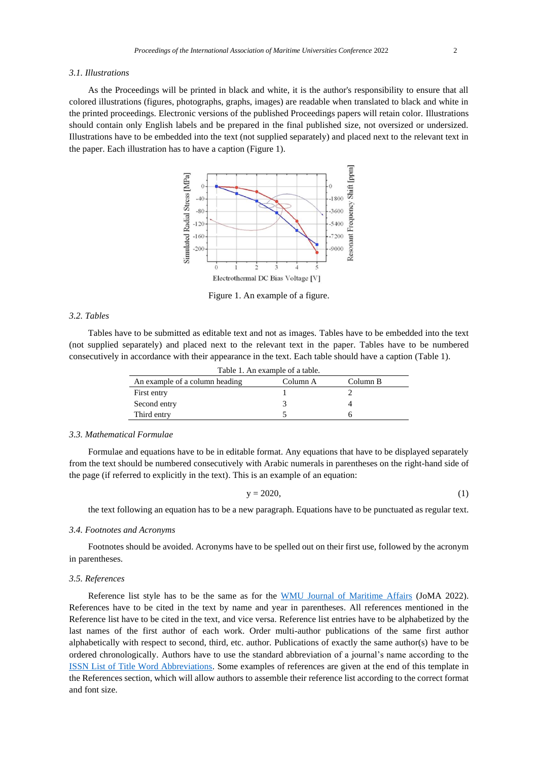### 3.1. Illustrations

As the Proceedings will be printed in black and white, it is the author's responsibility to ensure that all colored illustrations (figures, photographs, graphs, images) are readable when translated to black and white in the printed proceedings. Electronic versions of the published Proceedings papers will retain color. Illustrations should contain only English labels and be prepared in the final published size, not oversized or undersized. Illustrations have to be embedded into the text (not supplied separately) and placed next to the relevant text in the paper. Each illustration has to have a caption (Figure 1).

Figure 1. An example of a figure.

### 3.2. Tables

Tables have to be submitted as editable text and not as images. Tables have to be embedded into the text (not supplied separately) and placed next to the relevant text in the paper. Tables have to be numbered consecutively in accordance with their appearance in the text. Each table should have a caption (Table 1).

Table 1. An example of a table.

| An example of a column heading | Column A | Column B |
|---|---|---|
| First entry | 1 | 2 |
| Second entry | 3 | 4 |
| Third entry | 5 | 6 |

### 3.3. Mathematical Formulae

Formulae and equations have to be in editable format. Any equations that have to be displayed separately from the text should be numbered consecutively with Arabic numerals in parentheses on the right-hand side of the page (if referred to explicitly in the text). This is an example of an equation:

$$y = 2020, \tag{1}$$

the text following an equation has to be a new paragraph. Equations have to be punctuated as regular text.

### 3.4. Footnotes and Acronyms

Footnotes should be avoided. Acronyms have to be spelled out on their first use, followed by the acronym in parentheses.

### 3.5. References

Reference list style has to be the same as for the WMU Journal of Maritime Affairs (JoMA 2022). References have to be cited in the text by name and year in parentheses. All references mentioned in the Reference list have to be cited in the text, and vice versa. Reference list entries have to be alphabetized by the last names of the first author of each work. Order multi-author publications of the same first author alphabetically with respect to second, third, etc. author. Publications of exactly the same author(s) have to be ordered chronologically. Authors have to use the standard abbreviation of a journal's name according to the ISSN List of Title Word Abbreviations. Some examples of references are given at the end of this template in the References section, which will allow authors to assemble their reference list according to the correct format and font size.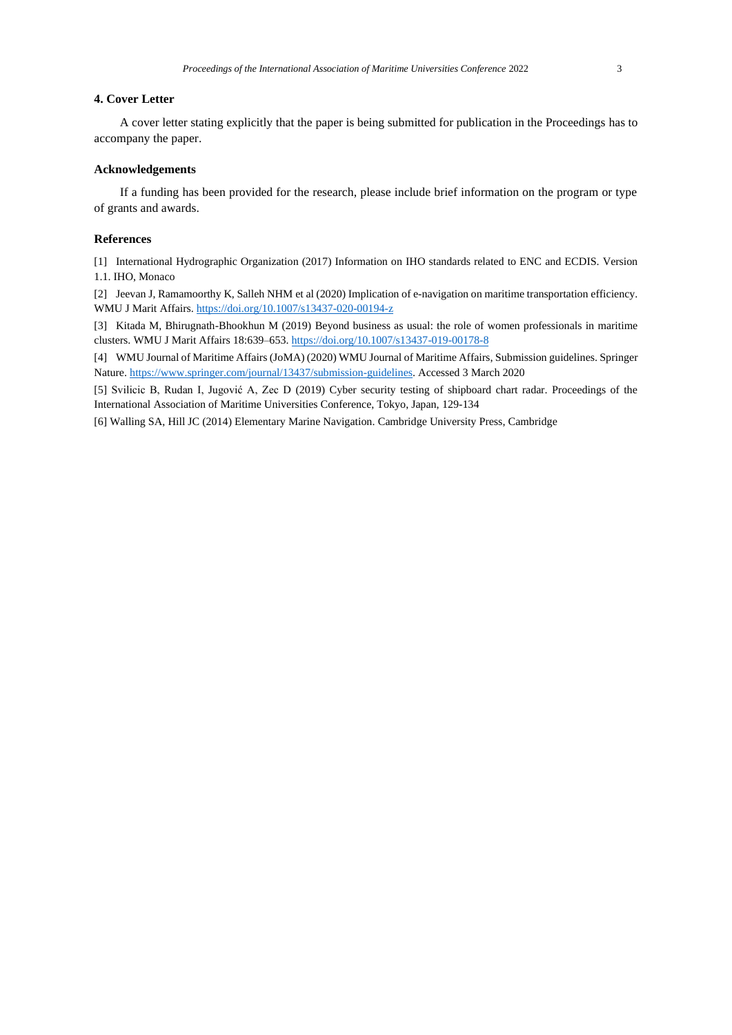## 4. Cover Letter

A cover letter stating explicitly that the paper is being submitted for publication in the Proceedings has to accompany the paper.

## Acknowledgements

If a funding has been provided for the research, please include brief information on the program or type of grants and awards.

## References

[1] International Hydrographic Organization (2017) Information on IHO standards related to ENC and ECDIS. Version 1.1. IHO, Monaco

[2] Jeevan J, Ramamoorthy K, Salleh NHM et al (2020) Implication of e-navigation on maritime transportation efficiency. WMU J Marit Affairs. https://doi.org/10.1007/s13437-020-00194-z

[3] Kitada M, Bhirugnath-Bhookhun M (2019) Beyond business as usual: the role of women professionals in maritime clusters. WMU J Marit Affairs 18:639–653. https://doi.org/10.1007/s13437-019-00178-8

[4] WMU Journal of Maritime Affairs (JoMA) (2020) WMU Journal of Maritime Affairs, Submission guidelines. Springer Nature. https://www.springer.com/journal/13437/submission-guidelines. Accessed 3 March 2020

[5] Svilicic B, Rudan I, Jugović A, Zec D (2019) Cyber security testing of shipboard chart radar. Proceedings of the International Association of Maritime Universities Conference, Tokyo, Japan, 129-134

[6] Walling SA, Hill JC (2014) Elementary Marine Navigation. Cambridge University Press, Cambridge